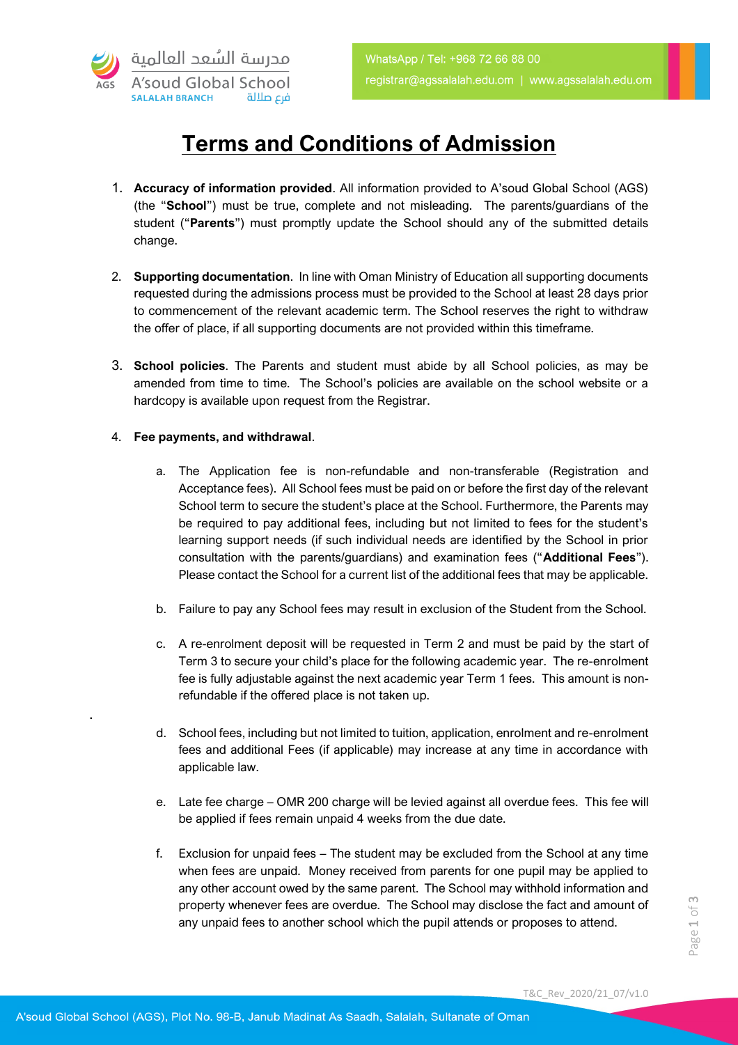# Terms and Conditions of Admission

1. **Accuracy of information provided**. All information provided to A'soud Global School (AGS) (the "**School**") must be true, complete and not misleading. The parents/guardians of the student ("**Parents**") must promptly update the School should any of the submitted details change.

2. **Supporting documentation**. In line with Oman Ministry of Education all supporting documents requested during the admissions process must be provided to the School at least 28 days prior to commencement of the relevant academic term. The School reserves the right to withdraw the offer of place, if all supporting documents are not provided within this timeframe.

3. **School policies**. The Parents and student must abide by all School policies, as may be amended from time to time. The School's policies are available on the school website or a hardcopy is available upon request from the Registrar.

4. **Fee payments, and withdrawal**.

   a. The Application fee is non-refundable and non-transferable (Registration and Acceptance fees). All School fees must be paid on or before the first day of the relevant School term to secure the student's place at the School. Furthermore, the Parents may be required to pay additional fees, including but not limited to fees for the student's learning support needs (if such individual needs are identified by the School in prior consultation with the parents/guardians) and examination fees ("**Additional Fees**"). Please contact the School for a current list of the additional fees that may be applicable.

   b. Failure to pay any School fees may result in exclusion of the Student from the School.

   c. A re-enrolment deposit will be requested in Term 2 and must be paid by the start of Term 3 to secure your child's place for the following academic year. The re-enrolment fee is fully adjustable against the next academic year Term 1 fees. This amount is non-refundable if the offered place is not taken up.

   d. School fees, including but not limited to tuition, application, enrolment and re-enrolment fees and additional Fees (if applicable) may increase at any time in accordance with applicable law.

   e. Late fee charge – OMR 200 charge will be levied against all overdue fees. This fee will be applied if fees remain unpaid 4 weeks from the due date.

   f. Exclusion for unpaid fees – The student may be excluded from the School at any time when fees are unpaid. Money received from parents for one pupil may be applied to any other account owed by the same parent. The School may withhold information and property whenever fees are overdue. The School may disclose the fact and amount of any unpaid fees to another school which the pupil attends or proposes to attend.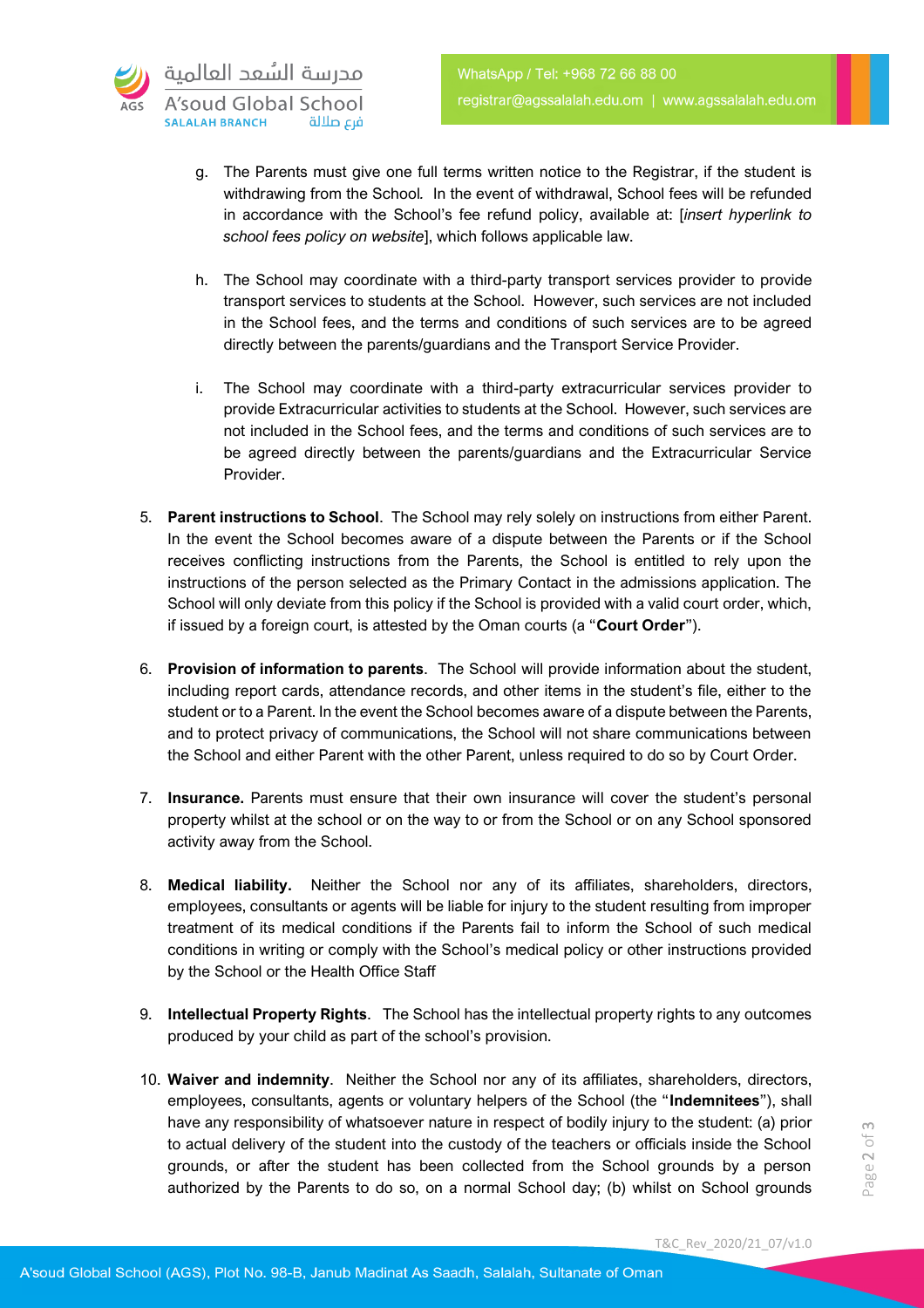g. The Parents must give one full terms written notice to the Registrar, if the student is withdrawing from the School*.* In the event of withdrawal, School fees will be refunded in accordance with the School's fee refund policy, available at: [*insert hyperlink to school fees policy on website*], which follows applicable law.

h. The School may coordinate with a third-party transport services provider to provide transport services to students at the School. However, such services are not included in the School fees, and the terms and conditions of such services are to be agreed directly between the parents/guardians and the Transport Service Provider.

i. The School may coordinate with a third-party extracurricular services provider to provide Extracurricular activities to students at the School. However, such services are not included in the School fees, and the terms and conditions of such services are to be agreed directly between the parents/guardians and the Extracurricular Service Provider.

5. **Parent instructions to School**. The School may rely solely on instructions from either Parent. In the event the School becomes aware of a dispute between the Parents or if the School receives conflicting instructions from the Parents, the School is entitled to rely upon the instructions of the person selected as the Primary Contact in the admissions application. The School will only deviate from this policy if the School is provided with a valid court order, which, if issued by a foreign court, is attested by the Oman courts (a "**Court Order**").

6. **Provision of information to parents**. The School will provide information about the student, including report cards, attendance records, and other items in the student's file, either to the student or to a Parent. In the event the School becomes aware of a dispute between the Parents, and to protect privacy of communications, the School will not share communications between the School and either Parent with the other Parent, unless required to do so by Court Order.

7. **Insurance.** Parents must ensure that their own insurance will cover the student's personal property whilst at the school or on the way to or from the School or on any School sponsored activity away from the School.

8. **Medical liability.** Neither the School nor any of its affiliates, shareholders, directors, employees, consultants or agents will be liable for injury to the student resulting from improper treatment of its medical conditions if the Parents fail to inform the School of such medical conditions in writing or comply with the School's medical policy or other instructions provided by the School or the Health Office Staff

9. **Intellectual Property Rights**. The School has the intellectual property rights to any outcomes produced by your child as part of the school's provision.

10. **Waiver and indemnity**. Neither the School nor any of its affiliates, shareholders, directors, employees, consultants, agents or voluntary helpers of the School (the "**Indemnitees**"), shall have any responsibility of whatsoever nature in respect of bodily injury to the student: (a) prior to actual delivery of the student into the custody of the teachers or officials inside the School grounds, or after the student has been collected from the School grounds by a person authorized by the Parents to do so, on a normal School day; (b) whilst on School grounds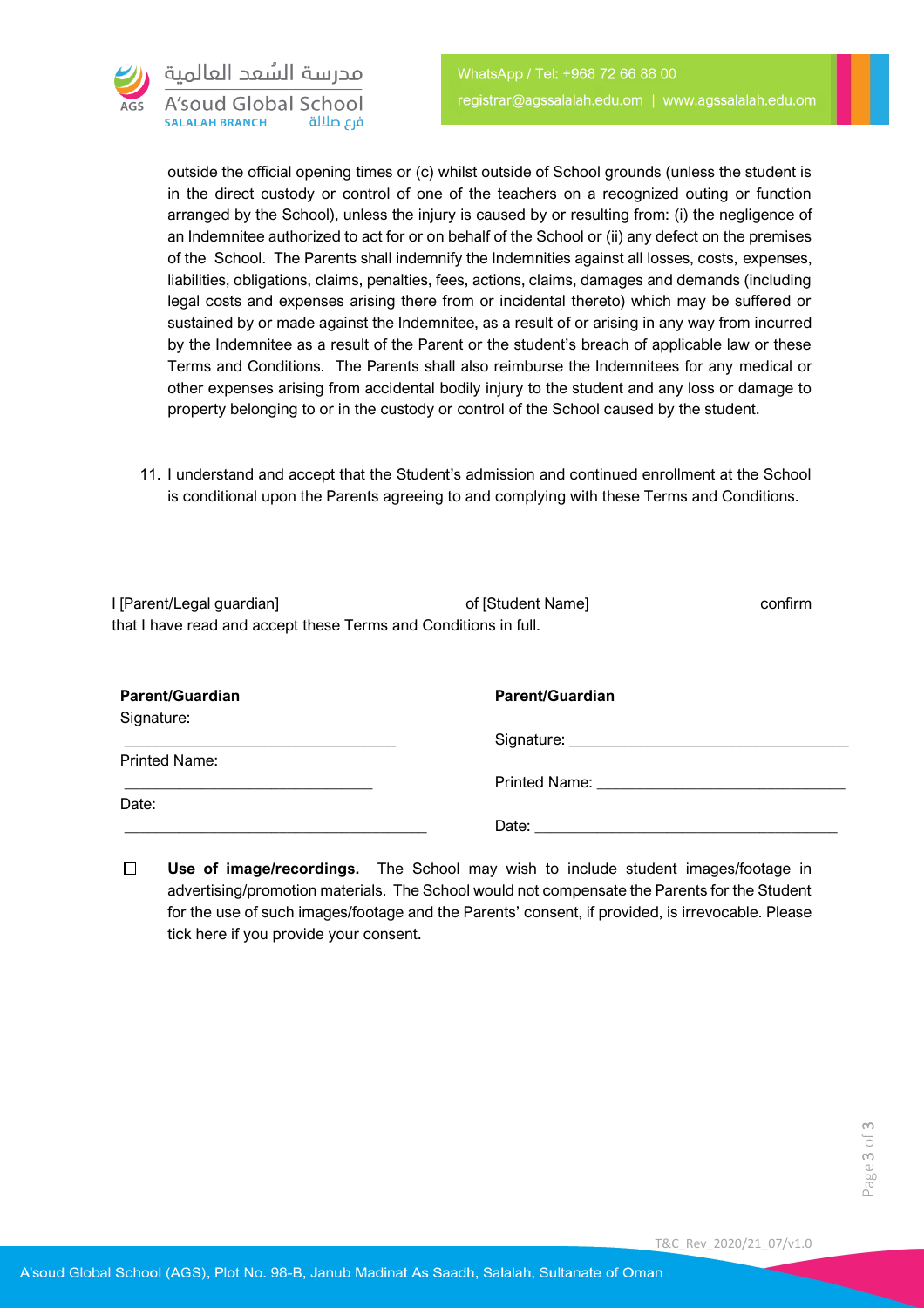outside the official opening times or (c) whilst outside of School grounds (unless the student is in the direct custody or control of one of the teachers on a recognized outing or function arranged by the School), unless the injury is caused by or resulting from: (i) the negligence of an Indemnitee authorized to act for or on behalf of the School or (ii) any defect on the premises of the School. The Parents shall indemnify the Indemnities against all losses, costs, expenses, liabilities, obligations, claims, penalties, fees, actions, claims, damages and demands (including legal costs and expenses arising there from or incidental thereto) which may be suffered or sustained by or made against the Indemnitee, as a result of or arising in any way from incurred by the Indemnitee as a result of the Parent or the student's breach of applicable law or these Terms and Conditions. The Parents shall also reimburse the Indemnitees for any medical or other expenses arising from accidental bodily injury to the student and any loss or damage to property belonging to or in the custody or control of the School caused by the student.

11. I understand and accept that the Student's admission and continued enrollment at the School is conditional upon the Parents agreeing to and complying with these Terms and Conditions.

I [Parent/Legal guardian] of [Student Name] confirm that I have read and accept these Terms and Conditions in full.

**Parent/Guardian**

Signature: ______________________________

Printed Name: ______________________________

Date: ______________________________

**Parent/Guardian**

Signature: ______________________________

Printed Name: ______________________________

Date: ______________________________

☐ **Use of image/recordings.** The School may wish to include student images/footage in advertising/promotion materials. The School would not compensate the Parents for the Student for the use of such images/footage and the Parents' consent, if provided, is irrevocable. Please tick here if you provide your consent.